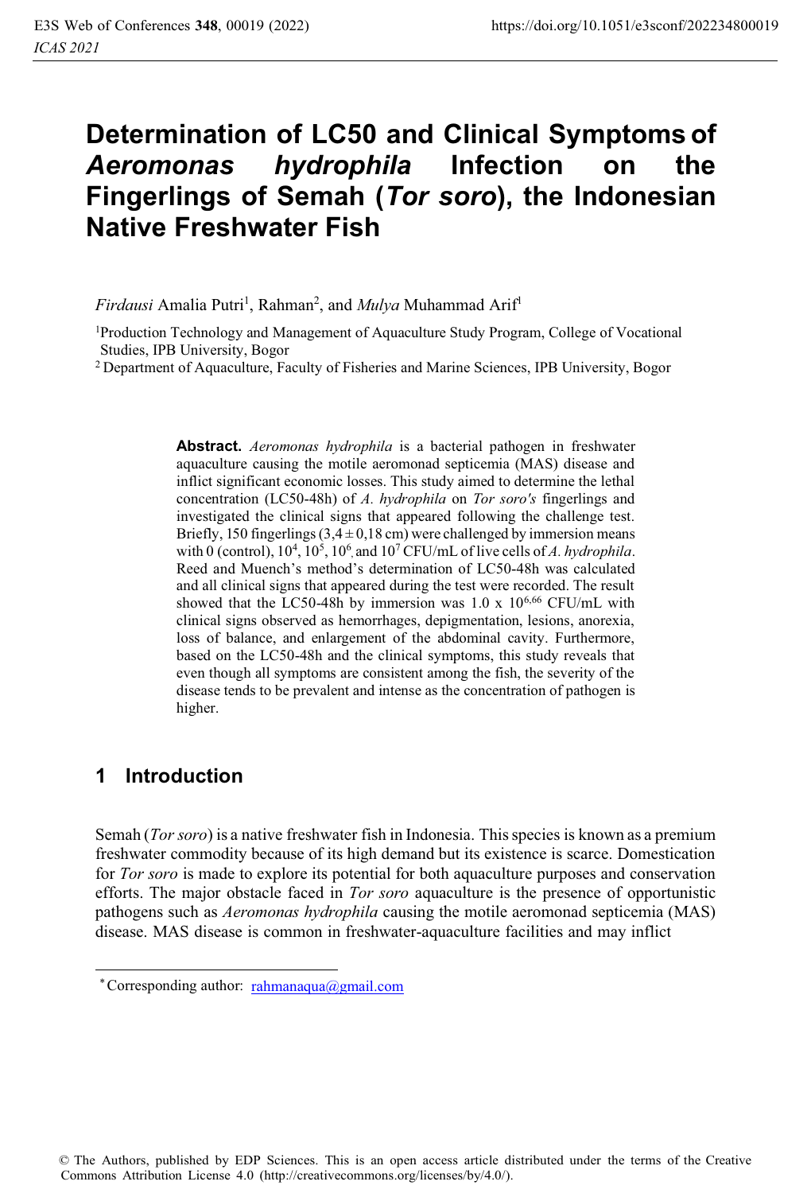# Determination of LC50 and Clinical Symptoms of *Aeromonas hydrophila* Infection on the Fingerlings of Semah (*Tor soro*), the Indonesian Native Freshwater Fish

*Firdausi* Amalia Putri[1], Rahman[2], and *Mulya* Muhammad Arif[1]

[1]Production Technology and Management of Aquaculture Study Program, College of Vocational Studies, IPB University, Bogor

[2] Department of Aquaculture, Faculty of Fisheries and Marine Sciences, IPB University, Bogor

**Abstract.** *Aeromonas hydrophila* is a bacterial pathogen in freshwater aquaculture causing the motile aeromonad septicemia (MAS) disease and inflict significant economic losses. This study aimed to determine the lethal concentration (LC50-48h) of *A. hydrophila* on *Tor soro's* fingerlings and investigated the clinical signs that appeared following the challenge test. Briefly, 150 fingerlings (3,4 ± 0,18 cm) were challenged by immersion means with 0 (control), $10^4$, $10^5$, $10^6$, and $10^7$ CFU/mL of live cells of *A. hydrophila*. Reed and Muench's method's determination of LC50-48h was calculated and all clinical signs that appeared during the test were recorded. The result showed that the LC50-48h by immersion was 1.0 x $10^{6,66}$ CFU/mL with clinical signs observed as hemorrhages, depigmentation, lesions, anorexia, loss of balance, and enlargement of the abdominal cavity. Furthermore, based on the LC50-48h and the clinical symptoms, this study reveals that even though all symptoms are consistent among the fish, the severity of the disease tends to be prevalent and intense as the concentration of pathogen is higher.

## 1 Introduction

Semah (*Tor soro*) is a native freshwater fish in Indonesia. This species is known as a premium freshwater commodity because of its high demand but its existence is scarce. Domestication for *Tor soro* is made to explore its potential for both aquaculture purposes and conservation efforts. The major obstacle faced in *Tor soro* aquaculture is the presence of opportunistic pathogens such as *Aeromonas hydrophila* causing the motile aeromonad septicemia (MAS) disease. MAS disease is common in freshwater-aquaculture facilities and may inflict

\* Corresponding author: rahmanaqua@gmail.com

© The Authors, published by EDP Sciences. This is an open access article distributed under the terms of the Creative Commons Attribution License 4.0 (http://creativecommons.org/licenses/by/4.0/).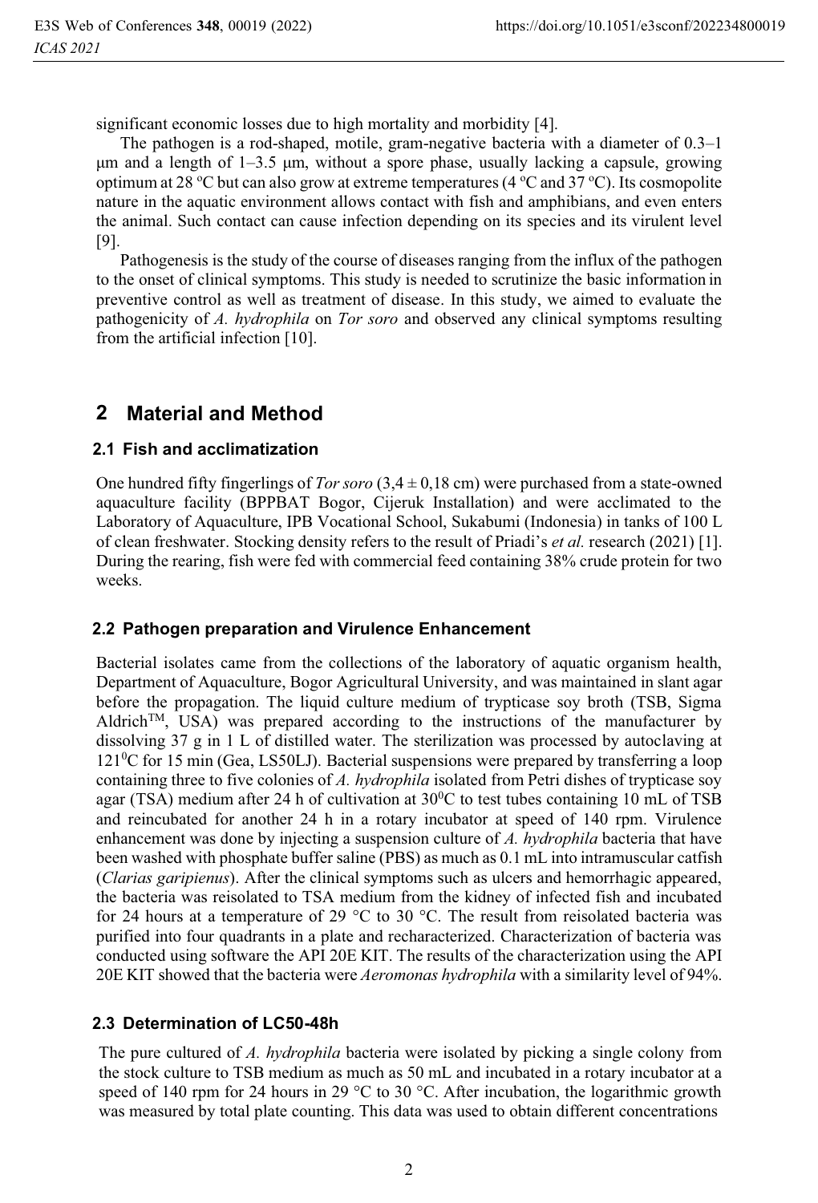significant economic losses due to high mortality and morbidity [4].

The pathogen is a rod-shaped, motile, gram-negative bacteria with a diameter of 0.3–1 μm and a length of 1–3.5 μm, without a spore phase, usually lacking a capsule, growing optimum at 28 °C but can also grow at extreme temperatures (4 °C and 37 °C). Its cosmopolite nature in the aquatic environment allows contact with fish and amphibians, and even enters the animal. Such contact can cause infection depending on its species and its virulent level [9].

Pathogenesis is the study of the course of diseases ranging from the influx of the pathogen to the onset of clinical symptoms. This study is needed to scrutinize the basic information in preventive control as well as treatment of disease. In this study, we aimed to evaluate the pathogenicity of *A. hydrophila* on *Tor soro* and observed any clinical symptoms resulting from the artificial infection [10].

## 2 Material and Method

### 2.1 Fish and acclimatization

One hundred fifty fingerlings of *Tor soro* (3,4 ± 0,18 cm) were purchased from a state-owned aquaculture facility (BPPBAT Bogor, Cijeruk Installation) and were acclimated to the Laboratory of Aquaculture, IPB Vocational School, Sukabumi (Indonesia) in tanks of 100 L of clean freshwater. Stocking density refers to the result of Priadi's *et al.* research (2021) [1]. During the rearing, fish were fed with commercial feed containing 38% crude protein for two weeks.

### 2.2 Pathogen preparation and Virulence Enhancement

Bacterial isolates came from the collections of the laboratory of aquatic organism health, Department of Aquaculture, Bogor Agricultural University, and was maintained in slant agar before the propagation. The liquid culture medium of trypticase soy broth (TSB, Sigma Aldrich™, USA) was prepared according to the instructions of the manufacturer by dissolving 37 g in 1 L of distilled water. The sterilization was processed by autoclaving at $121^0$C for 15 min (Gea, LS50LJ). Bacterial suspensions were prepared by transferring a loop containing three to five colonies of *A. hydrophila* isolated from Petri dishes of trypticase soy agar (TSA) medium after 24 h of cultivation at $30^0$C to test tubes containing 10 mL of TSB and reincubated for another 24 h in a rotary incubator at speed of 140 rpm. Virulence enhancement was done by injecting a suspension culture of *A. hydrophila* bacteria that have been washed with phosphate buffer saline (PBS) as much as 0.1 mL into intramuscular catfish (*Clarias garipienus*). After the clinical symptoms such as ulcers and hemorrhagic appeared, the bacteria was reisolated to TSA medium from the kidney of infected fish and incubated for 24 hours at a temperature of 29 °C to 30 °C. The result from reisolated bacteria was purified into four quadrants in a plate and recharacterized. Characterization of bacteria was conducted using software the API 20E KIT. The results of the characterization using the API 20E KIT showed that the bacteria were *Aeromonas hydrophila* with a similarity level of 94%.

### 2.3 Determination of LC50-48h

The pure cultured of *A. hydrophila* bacteria were isolated by picking a single colony from the stock culture to TSB medium as much as 50 mL and incubated in a rotary incubator at a speed of 140 rpm for 24 hours in 29 °C to 30 °C. After incubation, the logarithmic growth was measured by total plate counting. This data was used to obtain different concentrations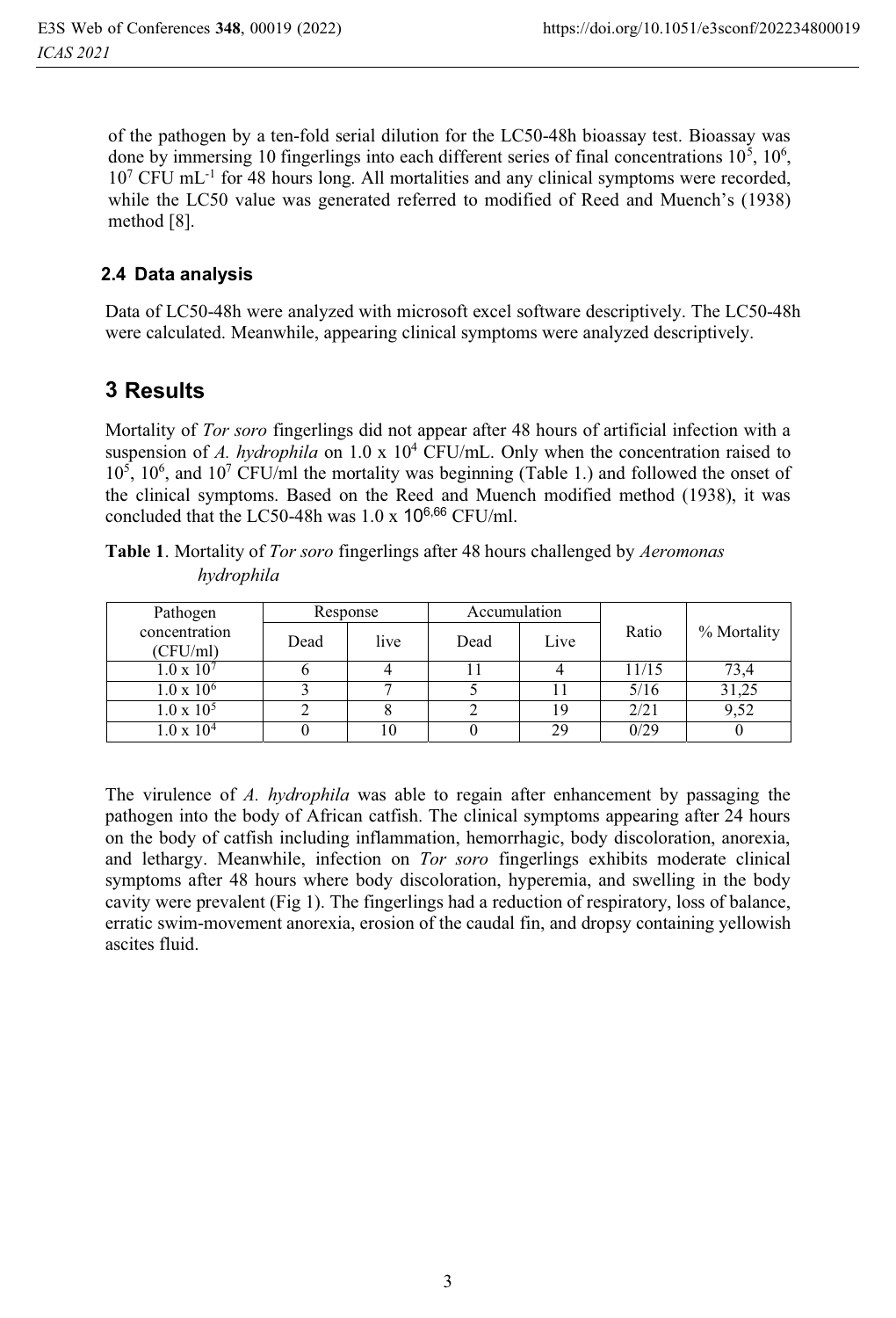of the pathogen by a ten-fold serial dilution for the LC50-48h bioassay test. Bioassay was done by immersing 10 fingerlings into each different series of final concentrations $10^5$, $10^6$, $10^7$ CFU $mL^{-1}$ for 48 hours long. All mortalities and any clinical symptoms were recorded, while the LC50 value was generated referred to modified of Reed and Muench's (1938) method [8].

### 2.4 Data analysis

Data of LC50-48h were analyzed with microsoft excel software descriptively. The LC50-48h were calculated. Meanwhile, appearing clinical symptoms were analyzed descriptively.

## 3 Results

Mortality of *Tor soro* fingerlings did not appear after 48 hours of artificial infection with a suspension of *A. hydrophila* on 1.0 x $10^4$ CFU/mL. Only when the concentration raised to $10^5$, $10^6$, and $10^7$ CFU/ml the mortality was beginning (Table 1.) and followed the onset of the clinical symptoms. Based on the Reed and Muench modified method (1938), it was concluded that the LC50-48h was 1.0 x $10^{6,66}$ CFU/ml.

**Table 1**. Mortality of *Tor soro* fingerlings after 48 hours challenged by *Aeromonas hydrophila*

| Pathogen concentration (CFU/ml) | Response | | Accumulation | | Ratio | % Mortality |
|---|---|---|---|---|---|---|
| | Dead | live | Dead | Live | | |
| 1.0 x $10^7$ | 6 | 4 | 11 | 4 | 11/15 | 73,4 |
| 1.0 x $10^6$ | 3 | 7 | 5 | 11 | 5/16 | 31,25 |
| 1.0 x $10^5$ | 2 | 8 | 2 | 19 | 2/21 | 9,52 |
| 1.0 x $10^4$ | 0 | 10 | 0 | 29 | 0/29 | 0 |

The virulence of *A. hydrophila* was able to regain after enhancement by passaging the pathogen into the body of African catfish. The clinical symptoms appearing after 24 hours on the body of catfish including inflammation, hemorrhagic, body discoloration, anorexia, and lethargy. Meanwhile, infection on *Tor soro* fingerlings exhibits moderate clinical symptoms after 48 hours where body discoloration, hyperemia, and swelling in the body cavity were prevalent (Fig 1). The fingerlings had a reduction of respiratory, loss of balance, erratic swim-movement anorexia, erosion of the caudal fin, and dropsy containing yellowish ascites fluid.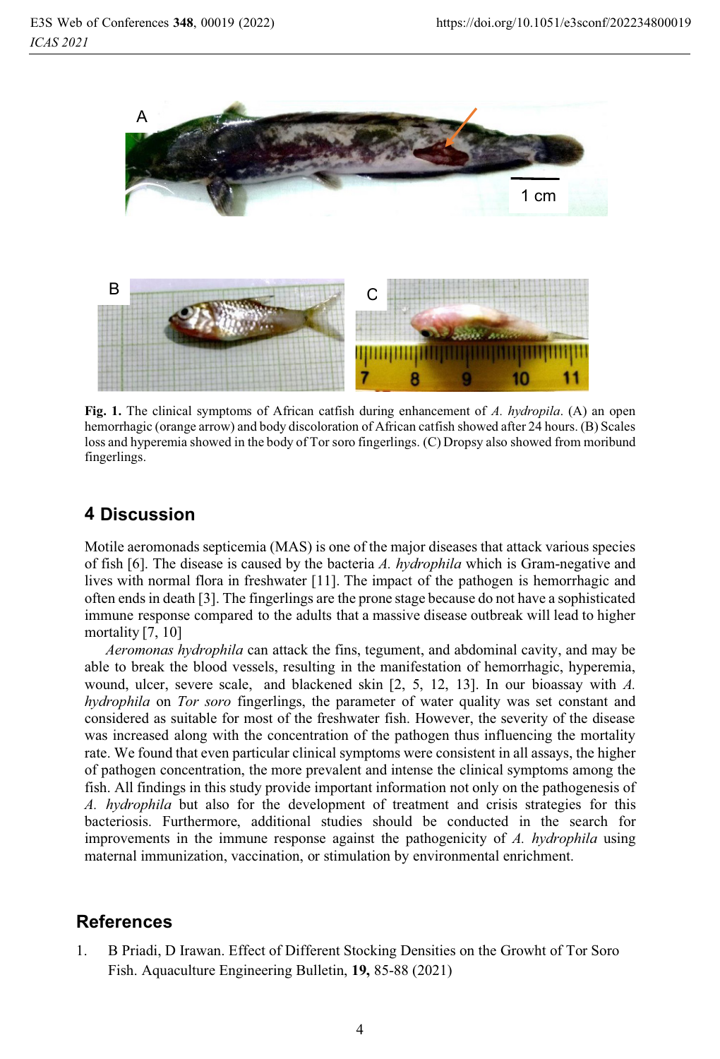**Fig. 1.** The clinical symptoms of African catfish during enhancement of *A. hydropila*. (A) an open hemorrhagic (orange arrow) and body discoloration of African catfish showed after 24 hours. (B) Scales loss and hyperemia showed in the body of Tor soro fingerlings. (C) Dropsy also showed from moribund fingerlings.

## 4 Discussion

Motile aeromonads septicemia (MAS) is one of the major diseases that attack various species of fish [6]. The disease is caused by the bacteria *A. hydrophila* which is Gram-negative and lives with normal flora in freshwater [11]. The impact of the pathogen is hemorrhagic and often ends in death [3]. The fingerlings are the prone stage because do not have a sophisticated immune response compared to the adults that a massive disease outbreak will lead to higher mortality [7, 10]

*Aeromonas hydrophila* can attack the fins, tegument, and abdominal cavity, and may be able to break the blood vessels, resulting in the manifestation of hemorrhagic, hyperemia, wound, ulcer, severe scale, and blackened skin [2, 5, 12, 13]. In our bioassay with *A. hydrophila* on *Tor soro* fingerlings, the parameter of water quality was set constant and considered as suitable for most of the freshwater fish. However, the severity of the disease was increased along with the concentration of the pathogen thus influencing the mortality rate. We found that even particular clinical symptoms were consistent in all assays, the higher of pathogen concentration, the more prevalent and intense the clinical symptoms among the fish. All findings in this study provide important information not only on the pathogenesis of *A. hydrophila* but also for the development of treatment and crisis strategies for this bacteriosis. Furthermore, additional studies should be conducted in the search for improvements in the immune response against the pathogenicity of *A. hydrophila* using maternal immunization, vaccination, or stimulation by environmental enrichment.

## References

1. B Priadi, D Irawan. Effect of Different Stocking Densities on the Growht of Tor Soro Fish. Aquaculture Engineering Bulletin, **19,** 85-88 (2021)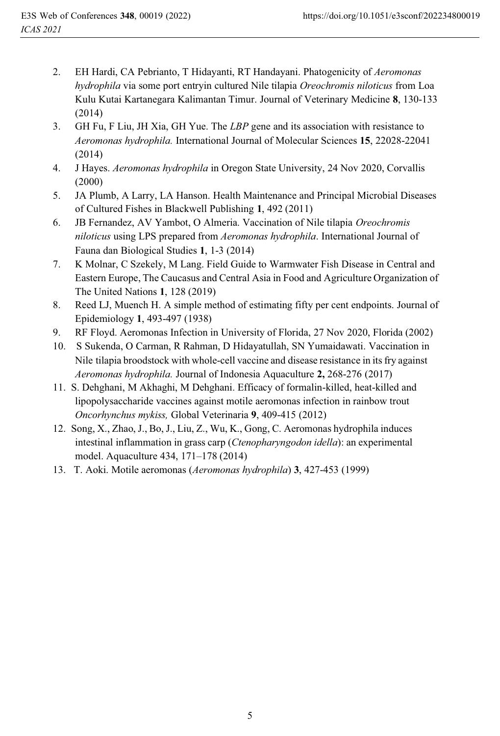2. EH Hardi, CA Pebrianto, T Hidayanti, RT Handayani. Phatogenicity of *Aeromonas hydrophila* via some port entryin cultured Nile tilapia *Oreochromis niloticus* from Loa Kulu Kutai Kartanegara Kalimantan Timur. Journal of Veterinary Medicine **8**, 130-133 (2014)
3. GH Fu, F Liu, JH Xia, GH Yue. The *LBP* gene and its association with resistance to *Aeromonas hydrophila.* International Journal of Molecular Sciences **15**, 22028-22041 (2014)
4. J Hayes. *Aeromonas hydrophila* in Oregon State University, 24 Nov 2020, Corvallis (2000)
5. JA Plumb, A Larry, LA Hanson. Health Maintenance and Principal Microbial Diseases of Cultured Fishes in Blackwell Publishing **1**, 492 (2011)
6. JB Fernandez, AV Yambot, O Almeria. Vaccination of Nile tilapia *Oreochromis niloticus* using LPS prepared from *Aeromonas hydrophila*. International Journal of Fauna dan Biological Studies **1**, 1-3 (2014)
7. K Molnar, C Szekely, M Lang. Field Guide to Warmwater Fish Disease in Central and Eastern Europe, The Caucasus and Central Asia in Food and Agriculture Organization of The United Nations **1**, 128 (2019)
8. Reed LJ, Muench H. A simple method of estimating fifty per cent endpoints. Journal of Epidemiology **1**, 493-497 (1938)
9. RF Floyd. Aeromonas Infection in University of Florida, 27 Nov 2020, Florida (2002)
10. S Sukenda, O Carman, R Rahman, D Hidayatullah, SN Yumaidawati. Vaccination in Nile tilapia broodstock with whole-cell vaccine and disease resistance in its fry against *Aeromonas hydrophila.* Journal of Indonesia Aquaculture **2,** 268-276 (2017)
11. S. Dehghani, M Akhaghi, M Dehghani. Efficacy of formalin-killed, heat-killed and lipopolysaccharide vaccines against motile aeromonas infection in rainbow trout *Oncorhynchus mykiss,* Global Veterinaria **9**, 409-415 (2012)
12. Song, X., Zhao, J., Bo, J., Liu, Z., Wu, K., Gong, C. Aeromonas hydrophila induces intestinal inflammation in grass carp (*Ctenopharyngodon idella*): an experimental model. Aquaculture 434, 171–178 (2014)
13. T. Aoki. Motile aeromonas (*Aeromonas hydrophila*) **3**, 427-453 (1999)